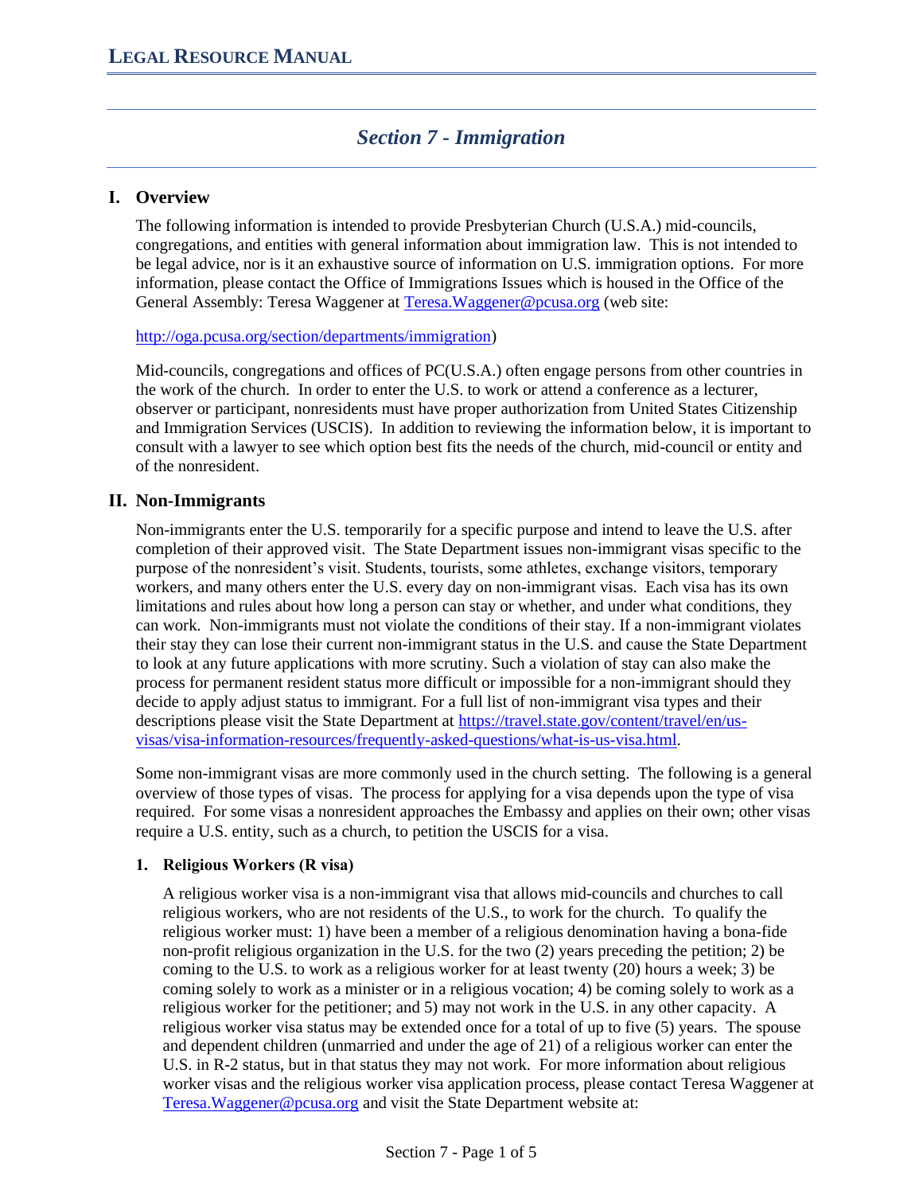# Section 7 - Immigration

## I. Overview

The following information is intended to provide Presbyterian Church (U.S.A.) mid-councils, congregations, and entities with general information about immigration law. This is not intended to be legal advice, nor is it an exhaustive source of information on U.S. immigration options. For more information, please contact the Office of Immigrations Issues which is housed in the Office of the General Assembly: Teresa Waggener at Teresa.Waggener@pcusa.org (web site:

http://oga.pcusa.org/section/departments/immigration)

Mid-councils, congregations and offices of PC(U.S.A.) often engage persons from other countries in the work of the church. In order to enter the U.S. to work or attend a conference as a lecturer, observer or participant, nonresidents must have proper authorization from United States Citizenship and Immigration Services (USCIS). In addition to reviewing the information below, it is important to consult with a lawyer to see which option best fits the needs of the church, mid-council or entity and of the nonresident.

## II. Non-Immigrants

Non-immigrants enter the U.S. temporarily for a specific purpose and intend to leave the U.S. after completion of their approved visit. The State Department issues non-immigrant visas specific to the purpose of the nonresident's visit. Students, tourists, some athletes, exchange visitors, temporary workers, and many others enter the U.S. every day on non-immigrant visas. Each visa has its own limitations and rules about how long a person can stay or whether, and under what conditions, they can work. Non-immigrants must not violate the conditions of their stay. If a non-immigrant violates their stay they can lose their current non-immigrant status in the U.S. and cause the State Department to look at any future applications with more scrutiny. Such a violation of stay can also make the process for permanent resident status more difficult or impossible for a non-immigrant should they decide to apply adjust status to immigrant. For a full list of non-immigrant visa types and their descriptions please visit the State Department at https://travel.state.gov/content/travel/en/us-visas/visa-information-resources/frequently-asked-questions/what-is-us-visa.html.

Some non-immigrant visas are more commonly used in the church setting. The following is a general overview of those types of visas. The process for applying for a visa depends upon the type of visa required. For some visas a nonresident approaches the Embassy and applies on their own; other visas require a U.S. entity, such as a church, to petition the USCIS for a visa.

### 1. Religious Workers (R visa)

A religious worker visa is a non-immigrant visa that allows mid-councils and churches to call religious workers, who are not residents of the U.S., to work for the church. To qualify the religious worker must: 1) have been a member of a religious denomination having a bona-fide non-profit religious organization in the U.S. for the two (2) years preceding the petition; 2) be coming to the U.S. to work as a religious worker for at least twenty (20) hours a week; 3) be coming solely to work as a minister or in a religious vocation; 4) be coming solely to work as a religious worker for the petitioner; and 5) may not work in the U.S. in any other capacity. A religious worker visa status may be extended once for a total of up to five (5) years. The spouse and dependent children (unmarried and under the age of 21) of a religious worker can enter the U.S. in R-2 status, but in that status they may not work. For more information about religious worker visas and the religious worker visa application process, please contact Teresa Waggener at Teresa.Waggener@pcusa.org and visit the State Department website at: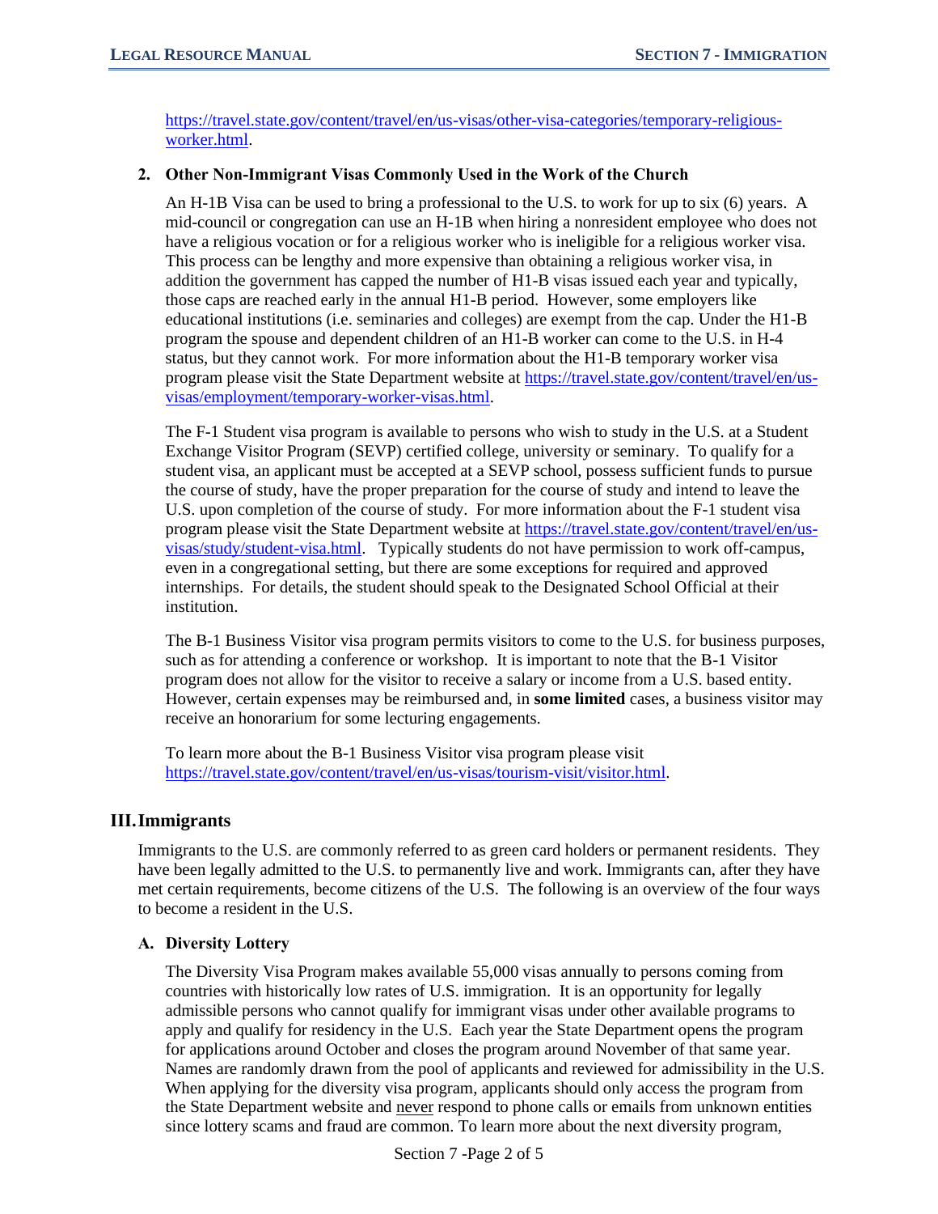https://travel.state.gov/content/travel/en/us-visas/other-visa-categories/temporary-religious-worker.html.

### 2. Other Non-Immigrant Visas Commonly Used in the Work of the Church

An H-1B Visa can be used to bring a professional to the U.S. to work for up to six (6) years. A mid-council or congregation can use an H-1B when hiring a nonresident employee who does not have a religious vocation or for a religious worker who is ineligible for a religious worker visa. This process can be lengthy and more expensive than obtaining a religious worker visa, in addition the government has capped the number of H1-B visas issued each year and typically, those caps are reached early in the annual H1-B period. However, some employers like educational institutions (i.e. seminaries and colleges) are exempt from the cap. Under the H1-B program the spouse and dependent children of an H1-B worker can come to the U.S. in H-4 status, but they cannot work. For more information about the H1-B temporary worker visa program please visit the State Department website at https://travel.state.gov/content/travel/en/us-visas/employment/temporary-worker-visas.html.

The F-1 Student visa program is available to persons who wish to study in the U.S. at a Student Exchange Visitor Program (SEVP) certified college, university or seminary. To qualify for a student visa, an applicant must be accepted at a SEVP school, possess sufficient funds to pursue the course of study, have the proper preparation for the course of study and intend to leave the U.S. upon completion of the course of study. For more information about the F-1 student visa program please visit the State Department website at https://travel.state.gov/content/travel/en/us-visas/study/student-visa.html. Typically students do not have permission to work off-campus, even in a congregational setting, but there are some exceptions for required and approved internships. For details, the student should speak to the Designated School Official at their institution.

The B-1 Business Visitor visa program permits visitors to come to the U.S. for business purposes, such as for attending a conference or workshop. It is important to note that the B-1 Visitor program does not allow for the visitor to receive a salary or income from a U.S. based entity. However, certain expenses may be reimbursed and, in **some limited** cases, a business visitor may receive an honorarium for some lecturing engagements.

To learn more about the B-1 Business Visitor visa program please visit https://travel.state.gov/content/travel/en/us-visas/tourism-visit/visitor.html.

## III. Immigrants

Immigrants to the U.S. are commonly referred to as green card holders or permanent residents. They have been legally admitted to the U.S. to permanently live and work. Immigrants can, after they have met certain requirements, become citizens of the U.S. The following is an overview of the four ways to become a resident in the U.S.

### A. Diversity Lottery

The Diversity Visa Program makes available 55,000 visas annually to persons coming from countries with historically low rates of U.S. immigration. It is an opportunity for legally admissible persons who cannot qualify for immigrant visas under other available programs to apply and qualify for residency in the U.S. Each year the State Department opens the program for applications around October and closes the program around November of that same year. Names are randomly drawn from the pool of applicants and reviewed for admissibility in the U.S. When applying for the diversity visa program, applicants should only access the program from the State Department website and <u>never</u> respond to phone calls or emails from unknown entities since lottery scams and fraud are common. To learn more about the next diversity program,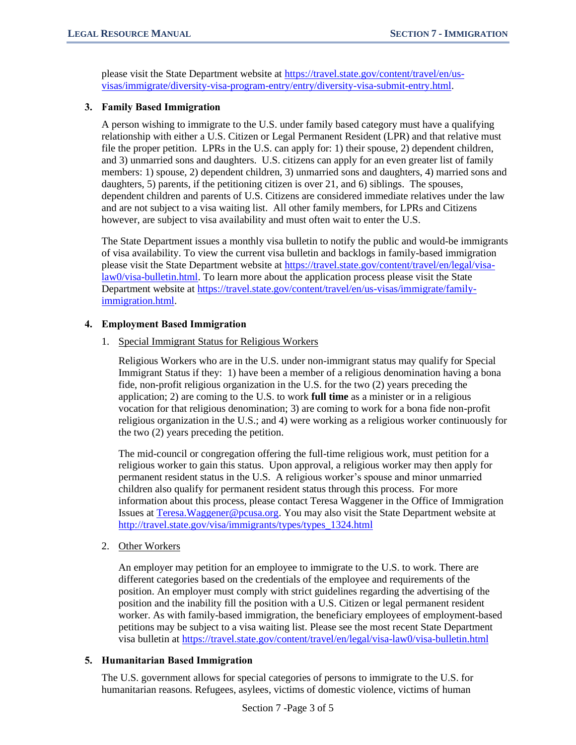please visit the State Department website at [https://travel.state.gov/content/travel/en/us-visas/immigrate/diversity-visa-program-entry/entry/diversity-visa-submit-entry.html](https://travel.state.gov/content/travel/en/us-visas/immigrate/diversity-visa-program-entry/entry/diversity-visa-submit-entry.html).

### 3. Family Based Immigration

A person wishing to immigrate to the U.S. under family based category must have a qualifying relationship with either a U.S. Citizen or Legal Permanent Resident (LPR) and that relative must file the proper petition. LPRs in the U.S. can apply for: 1) their spouse, 2) dependent children, and 3) unmarried sons and daughters. U.S. citizens can apply for an even greater list of family members: 1) spouse, 2) dependent children, 3) unmarried sons and daughters, 4) married sons and daughters, 5) parents, if the petitioning citizen is over 21, and 6) siblings. The spouses, dependent children and parents of U.S. Citizens are considered immediate relatives under the law and are not subject to a visa waiting list. All other family members, for LPRs and Citizens however, are subject to visa availability and must often wait to enter the U.S.

The State Department issues a monthly visa bulletin to notify the public and would-be immigrants of visa availability. To view the current visa bulletin and backlogs in family-based immigration please visit the State Department website at [https://travel.state.gov/content/travel/en/legal/visa-law0/visa-bulletin.html](https://travel.state.gov/content/travel/en/legal/visa-law0/visa-bulletin.html). To learn more about the application process please visit the State Department website at [https://travel.state.gov/content/travel/en/us-visas/immigrate/family-immigration.html](https://travel.state.gov/content/travel/en/us-visas/immigrate/family-immigration.html).

### 4. Employment Based Immigration

1. <u>Special Immigrant Status for Religious Workers</u>

   Religious Workers who are in the U.S. under non-immigrant status may qualify for Special Immigrant Status if they: 1) have been a member of a religious denomination having a bona fide, non-profit religious organization in the U.S. for the two (2) years preceding the application; 2) are coming to the U.S. to work **full time** as a minister or in a religious vocation for that religious denomination; 3) are coming to work for a bona fide non-profit religious organization in the U.S.; and 4) were working as a religious worker continuously for the two (2) years preceding the petition.

   The mid-council or congregation offering the full-time religious work, must petition for a religious worker to gain this status. Upon approval, a religious worker may then apply for permanent resident status in the U.S. A religious worker's spouse and minor unmarried children also qualify for permanent resident status through this process. For more information about this process, please contact Teresa Waggener in the Office of Immigration Issues at [Teresa.Waggener@pcusa.org](mailto:Teresa.Waggener@pcusa.org). You may also visit the State Department website at [http://travel.state.gov/visa/immigrants/types/types_1324.html](http://travel.state.gov/visa/immigrants/types/types_1324.html)

2. <u>Other Workers</u>

   An employer may petition for an employee to immigrate to the U.S. to work. There are different categories based on the credentials of the employee and requirements of the position. An employer must comply with strict guidelines regarding the advertising of the position and the inability fill the position with a U.S. Citizen or legal permanent resident worker. As with family-based immigration, the beneficiary employees of employment-based petitions may be subject to a visa waiting list. Please see the most recent State Department visa bulletin at [https://travel.state.gov/content/travel/en/legal/visa-law0/visa-bulletin.html](https://travel.state.gov/content/travel/en/legal/visa-law0/visa-bulletin.html)

### 5. Humanitarian Based Immigration

The U.S. government allows for special categories of persons to immigrate to the U.S. for humanitarian reasons. Refugees, asylees, victims of domestic violence, victims of human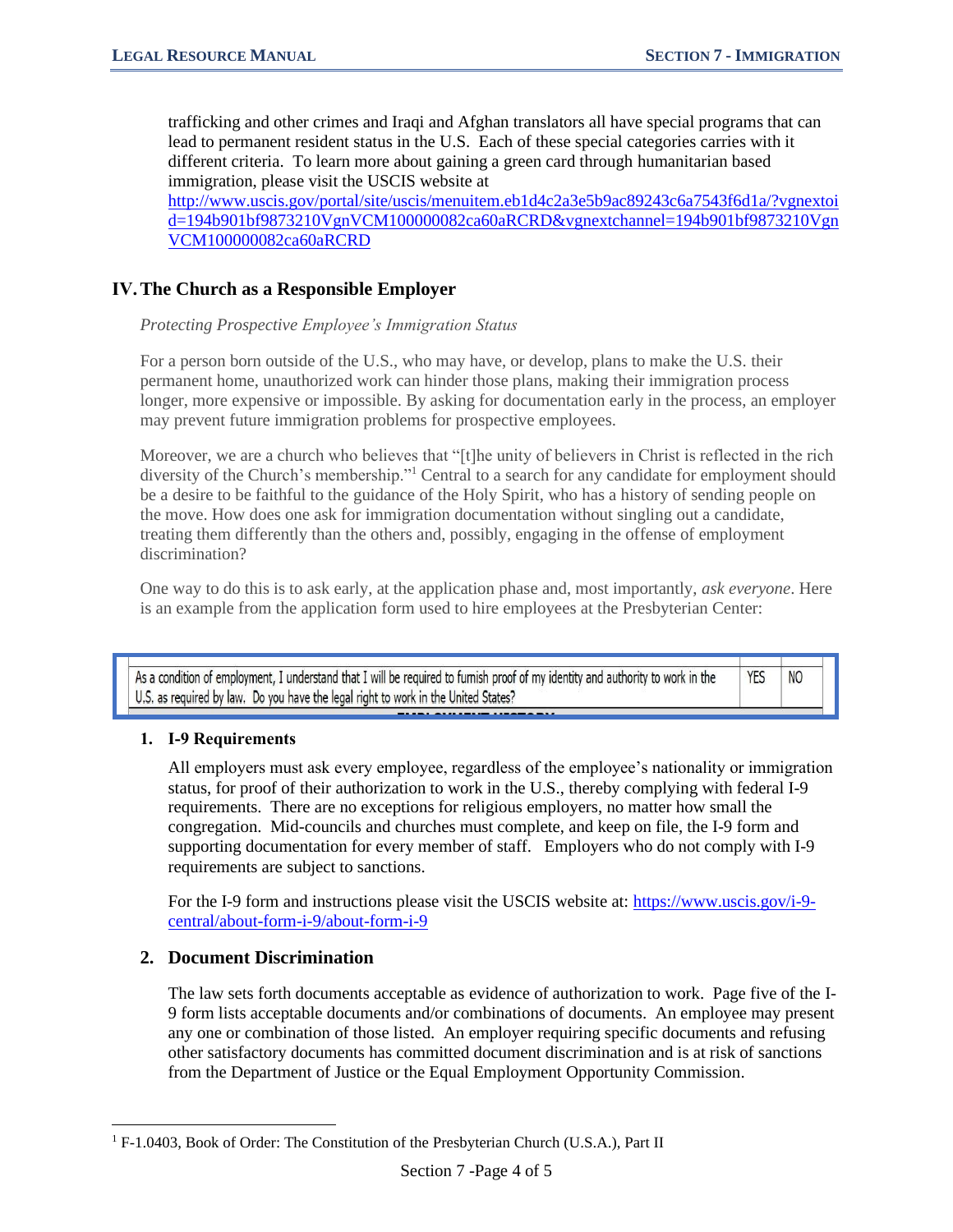trafficking and other crimes and Iraqi and Afghan translators all have special programs that can lead to permanent resident status in the U.S. Each of these special categories carries with it different criteria. To learn more about gaining a green card through humanitarian based immigration, please visit the USCIS website at http://www.uscis.gov/portal/site/uscis/menuitem.eb1d4c2a3e5b9ac89243c6a7543f6d1a/?vgnextoid=194b901bf9873210VgnVCM100000082ca60aRCRD&vgnextchannel=194b901bf9873210VgnVCM100000082ca60aRCRD

## IV. The Church as a Responsible Employer

*Protecting Prospective Employee's Immigration Status*

For a person born outside of the U.S., who may have, or develop, plans to make the U.S. their permanent home, unauthorized work can hinder those plans, making their immigration process longer, more expensive or impossible. By asking for documentation early in the process, an employer may prevent future immigration problems for prospective employees.

Moreover, we are a church who believes that "[t]he unity of believers in Christ is reflected in the rich diversity of the Church's membership."[1] Central to a search for any candidate for employment should be a desire to be faithful to the guidance of the Holy Spirit, who has a history of sending people on the move. How does one ask for immigration documentation without singling out a candidate, treating them differently than the others and, possibly, engaging in the offense of employment discrimination?

One way to do this is to ask early, at the application phase and, most importantly, *ask everyone*. Here is an example from the application form used to hire employees at the Presbyterian Center:

| As a condition of employment, I understand that I will be required to furnish proof of my identity and authority to work in the U.S. as required by law. Do you have the legal right to work in the United States? | YES | NO |
|---|---|---|

### 1. I-9 Requirements

All employers must ask every employee, regardless of the employee's nationality or immigration status, for proof of their authorization to work in the U.S., thereby complying with federal I-9 requirements. There are no exceptions for religious employers, no matter how small the congregation. Mid-councils and churches must complete, and keep on file, the I-9 form and supporting documentation for every member of staff. Employers who do not comply with I-9 requirements are subject to sanctions.

For the I-9 form and instructions please visit the USCIS website at: https://www.uscis.gov/i-9-central/about-form-i-9/about-form-i-9

### 2. Document Discrimination

The law sets forth documents acceptable as evidence of authorization to work. Page five of the I-9 form lists acceptable documents and/or combinations of documents. An employee may present any one or combination of those listed. An employer requiring specific documents and refusing other satisfactory documents has committed document discrimination and is at risk of sanctions from the Department of Justice or the Equal Employment Opportunity Commission.

[1] F-1.0403, Book of Order: The Constitution of the Presbyterian Church (U.S.A.), Part II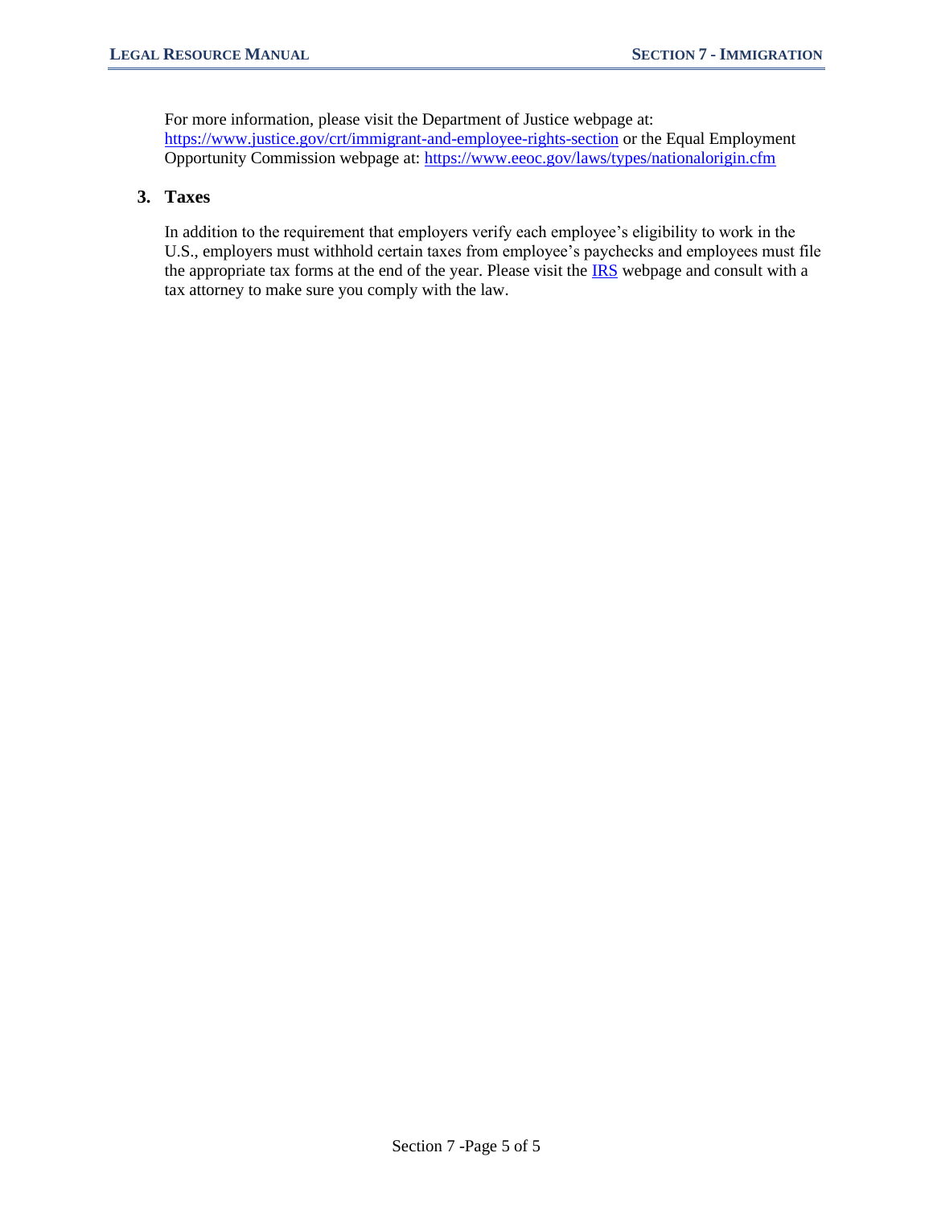For more information, please visit the Department of Justice webpage at: [https://www.justice.gov/crt/immigrant-and-employee-rights-section](https://www.justice.gov/crt/immigrant-and-employee-rights-section) or the Equal Employment Opportunity Commission webpage at: [https://www.eeoc.gov/laws/types/nationalorigin.cfm](https://www.eeoc.gov/laws/types/nationalorigin.cfm)

### 3. Taxes

In addition to the requirement that employers verify each employee's eligibility to work in the U.S., employers must withhold certain taxes from employee's paychecks and employees must file the appropriate tax forms at the end of the year. Please visit the IRS webpage and consult with a tax attorney to make sure you comply with the law.